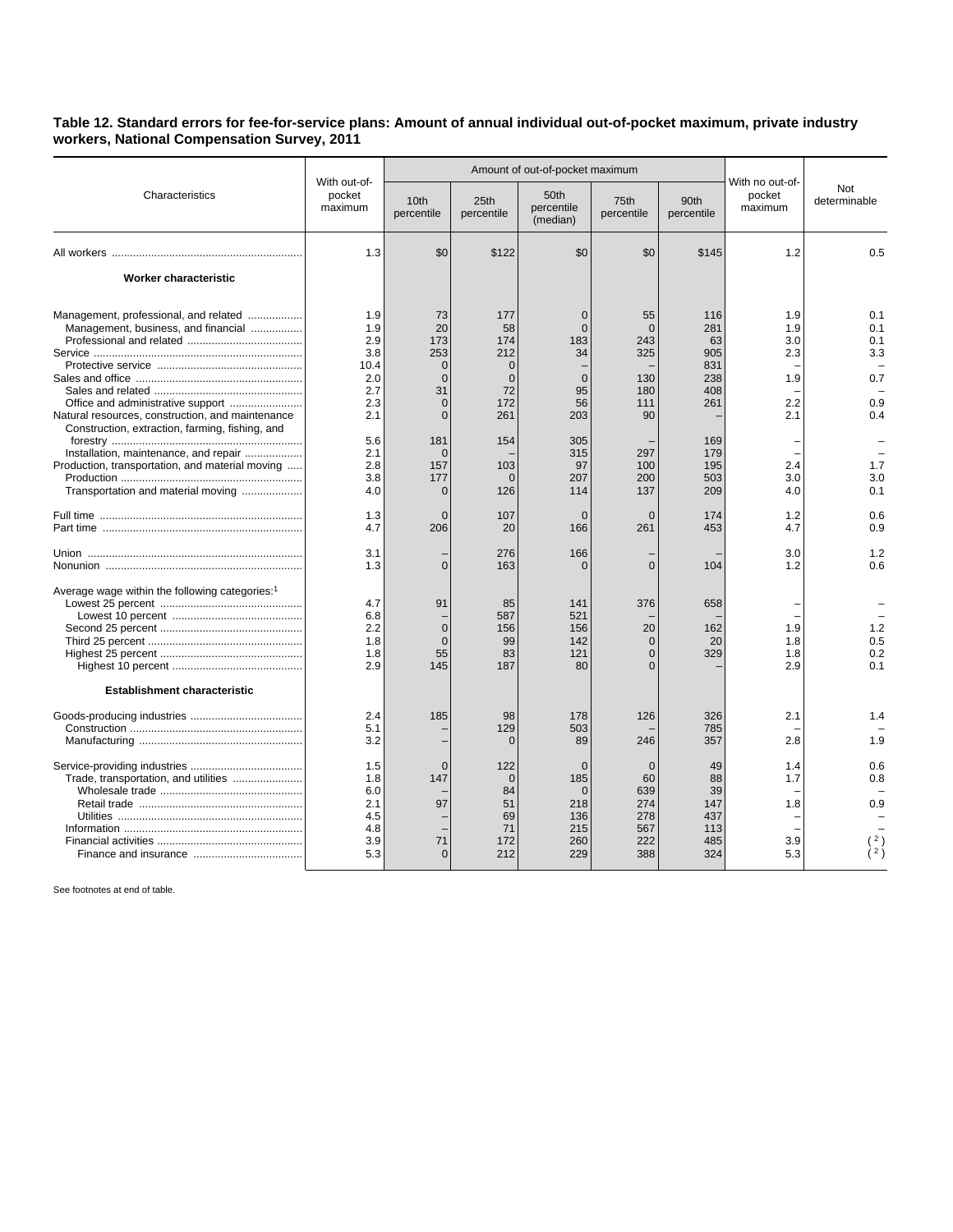**Table 12. Standard errors for fee-for-service plans: Amount of annual individual out-of-pocket maximum, private industry workers, National Compensation Survey, 2011**

| Characteristics | With out-of-pocket maximum | Amount of out-of-pocket maximum | | | | | With no out-of-pocket maximum | Not determinable |
|---|---|---|---|---|---|---|---|---|
| | | 10th percentile | 25th percentile | 50th percentile (median) | 75th percentile | 90th percentile | | |
| All workers | 1.3 | $0 | $122 | $0 | $0 | $145 | 1.2 | 0.5 |
| **Worker characteristic** | | | | | | | | |
| Management, professional, and related | 1.9 | 73 | 177 | 0 | 55 | 116 | 1.9 | 0.1 |
| Management, business, and financial | 1.9 | 20 | 58 | 0 | 0 | 281 | 1.9 | 0.1 |
| Professional and related | 2.9 | 173 | 174 | 183 | 243 | 63 | 3.0 | 0.1 |
| Service | 3.8 | 253 | 212 | 34 | 325 | 905 | 2.3 | 3.3 |
| Protective service | 10.4 | 0 | 0 | – | – | 831 | – | – |
| Sales and office | 2.0 | 0 | 0 | 0 | 130 | 238 | 1.9 | 0.7 |
| Sales and related | 2.7 | 31 | 72 | 95 | 180 | 408 | – | – |
| Office and administrative support | 2.3 | 0 | 172 | 56 | 111 | 261 | 2.2 | 0.9 |
| Natural resources, construction, and maintenance | 2.1 | 0 | 261 | 203 | 90 | – | 2.1 | 0.4 |
| Construction, extraction, farming, fishing, and forestry | 5.6 | 181 | 154 | 305 | – | 169 | – | – |
| Installation, maintenance, and repair | 2.1 | 0 | – | 315 | 297 | 179 | – | – |
| Production, transportation, and material moving | 2.8 | 157 | 103 | 97 | 100 | 195 | 2.4 | 1.7 |
| Production | 3.8 | 177 | 0 | 207 | 200 | 503 | 3.0 | 3.0 |
| Transportation and material moving | 4.0 | 0 | 126 | 114 | 137 | 209 | 4.0 | 0.1 |
| Full time | 1.3 | 0 | 107 | 0 | 0 | 174 | 1.2 | 0.6 |
| Part time | 4.7 | 206 | 20 | 166 | 261 | 453 | 4.7 | 0.9 |
| Union | 3.1 | – | 276 | 166 | – | – | 3.0 | 1.2 |
| Nonunion | 1.3 | 0 | 163 | 0 | 0 | 104 | 1.2 | 0.6 |
| Average wage within the following categories:[1] | | | | | | | | |
| Lowest 25 percent | 4.7 | 91 | 85 | 141 | 376 | 658 | – | – |
| Lowest 10 percent | 6.8 | – | 587 | 521 | – | – | – | – |
| Second 25 percent | 2.2 | 0 | 156 | 156 | 20 | 162 | 1.9 | 1.2 |
| Third 25 percent | 1.8 | 0 | 99 | 142 | 0 | 20 | 1.8 | 0.5 |
| Highest 25 percent | 1.8 | 55 | 83 | 121 | 0 | 329 | 1.8 | 0.2 |
| Highest 10 percent | 2.9 | 145 | 187 | 80 | 0 | – | 2.9 | 0.1 |
| **Establishment characteristic** | | | | | | | | |
| Goods-producing industries | 2.4 | 185 | 98 | 178 | 126 | 326 | 2.1 | 1.4 |
| Construction | 5.1 | – | 129 | 503 | – | 785 | – | – |
| Manufacturing | 3.2 | – | 0 | 89 | 246 | 357 | 2.8 | 1.9 |
| Service-providing industries | 1.5 | 0 | 122 | 0 | 0 | 49 | 1.4 | 0.6 |
| Trade, transportation, and utilities | 1.8 | 147 | 0 | 185 | 60 | 88 | 1.7 | 0.8 |
| Wholesale trade | 6.0 | – | 84 | 0 | 639 | 39 | – | – |
| Retail trade | 2.1 | 97 | 51 | 218 | 274 | 147 | 1.8 | 0.9 |
| Utilities | 4.5 | – | 69 | 136 | 278 | 437 | – | – |
| Information | 4.8 | – | 71 | 215 | 567 | 113 | – | – |
| Financial activities | 3.9 | 71 | 172 | 260 | 222 | 485 | 3.9 | ([2]) |
| Finance and insurance | 5.3 | 0 | 212 | 229 | 388 | 324 | 5.3 | ([2]) |

See footnotes at end of table.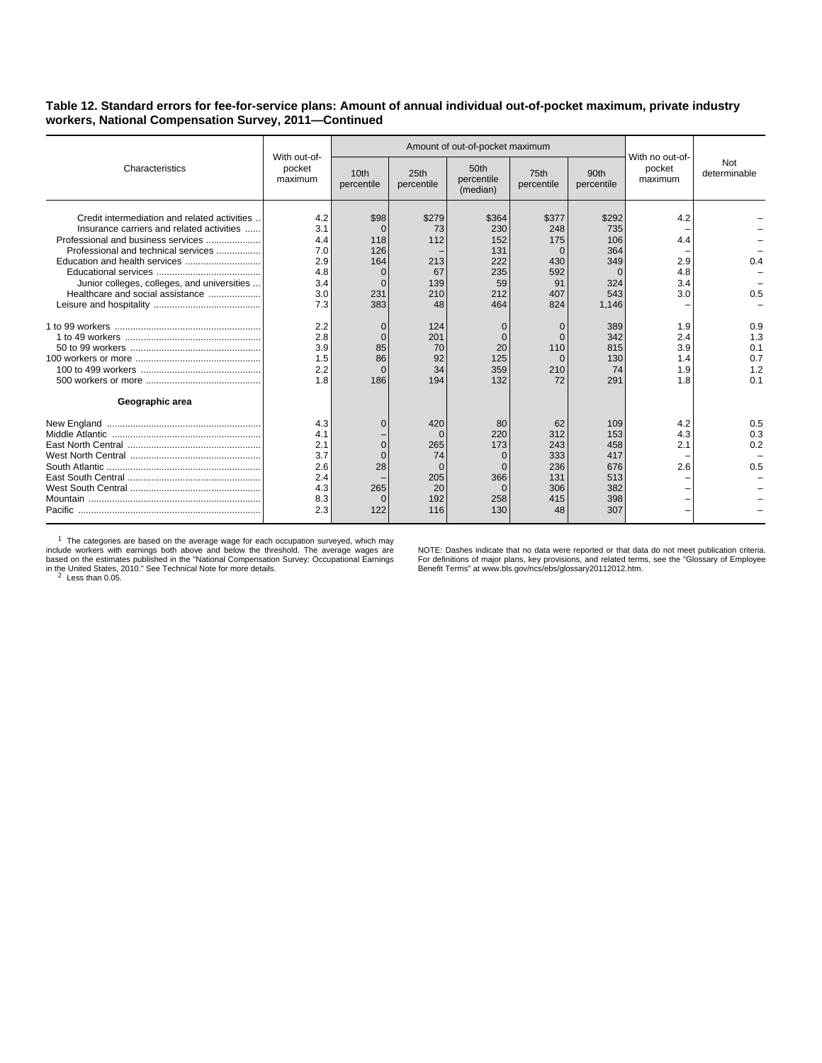**Table 12. Standard errors for fee-for-service plans: Amount of annual individual out-of-pocket maximum, private industry workers, National Compensation Survey, 2011—Continued**

| Characteristics | With out-of-pocket maximum | Amount of out-of-pocket maximum | | | | | With no out-of-pocket maximum | Not determinable |
|---|---|---|---|---|---|---|---|---|
| | | 10th percentile | 25th percentile | 50th percentile (median) | 75th percentile | 90th percentile | | |
| Credit intermediation and related activities | 4.2 | $98 | $279 | $364 | $377 | $292 | 4.2 | – |
| Insurance carriers and related activities | 3.1 | 0 | 73 | 230 | 248 | 735 | – | – |
| Professional and business services | 4.4 | 118 | 112 | 152 | 175 | 106 | 4.4 | – |
| Professional and technical services | 7.0 | 126 | – | 131 | 0 | 364 | – | – |
| Education and health services | 2.9 | 164 | 213 | 222 | 430 | 349 | 2.9 | 0.4 |
| Educational services | 4.8 | 0 | 67 | 235 | 592 | 0 | 4.8 | – |
| Junior colleges, colleges, and universities | 3.4 | 0 | 139 | 59 | 91 | 324 | 3.4 | – |
| Healthcare and social assistance | 3.0 | 231 | 210 | 212 | 407 | 543 | 3.0 | 0.5 |
| Leisure and hospitality | 7.3 | 383 | 48 | 464 | 824 | 1,146 | – | – |
| 1 to 99 workers | 2.2 | 0 | 124 | 0 | 0 | 389 | 1.9 | 0.9 |
| 1 to 49 workers | 2.8 | 0 | 201 | 0 | 0 | 342 | 2.4 | 1.3 |
| 50 to 99 workers | 3.9 | 85 | 70 | 20 | 110 | 815 | 3.9 | 0.1 |
| 100 workers or more | 1.5 | 86 | 92 | 125 | 0 | 130 | 1.4 | 0.7 |
| 100 to 499 workers | 2.2 | 0 | 34 | 359 | 210 | 74 | 1.9 | 1.2 |
| 500 workers or more | 1.8 | 186 | 194 | 132 | 72 | 291 | 1.8 | 0.1 |
| **Geographic area** | | | | | | | | |
| New England | 4.3 | 0 | 420 | 80 | 62 | 109 | 4.2 | 0.5 |
| Middle Atlantic | 4.1 | – | 0 | 220 | 312 | 153 | 4.3 | 0.3 |
| East North Central | 2.1 | 0 | 265 | 173 | 243 | 458 | 2.1 | 0.2 |
| West North Central | 3.7 | 0 | 74 | 0 | 333 | 417 | – | – |
| South Atlantic | 2.6 | 28 | 0 | 0 | 236 | 676 | 2.6 | 0.5 |
| East South Central | 2.4 | – | 205 | 366 | 131 | 513 | – | – |
| West South Central | 4.3 | 265 | 20 | 0 | 306 | 382 | – | – |
| Mountain | 8.3 | 0 | 192 | 258 | 415 | 398 | – | – |
| Pacific | 2.3 | 122 | 116 | 130 | 48 | 307 | – | – |

[1] The categories are based on the average wage for each occupation surveyed, which may include workers with earnings both above and below the threshold. The average wages are based on the estimates published in the "National Compensation Survey: Occupational Earnings in the United States, 2010." See Technical Note for more details.

[2] Less than 0.05.

NOTE: Dashes indicate that no data were reported or that data do not meet publication criteria. For definitions of major plans, key provisions, and related terms, see the "Glossary of Employee Benefit Terms" at www.bls.gov/ncs/ebs/glossary20112012.htm.